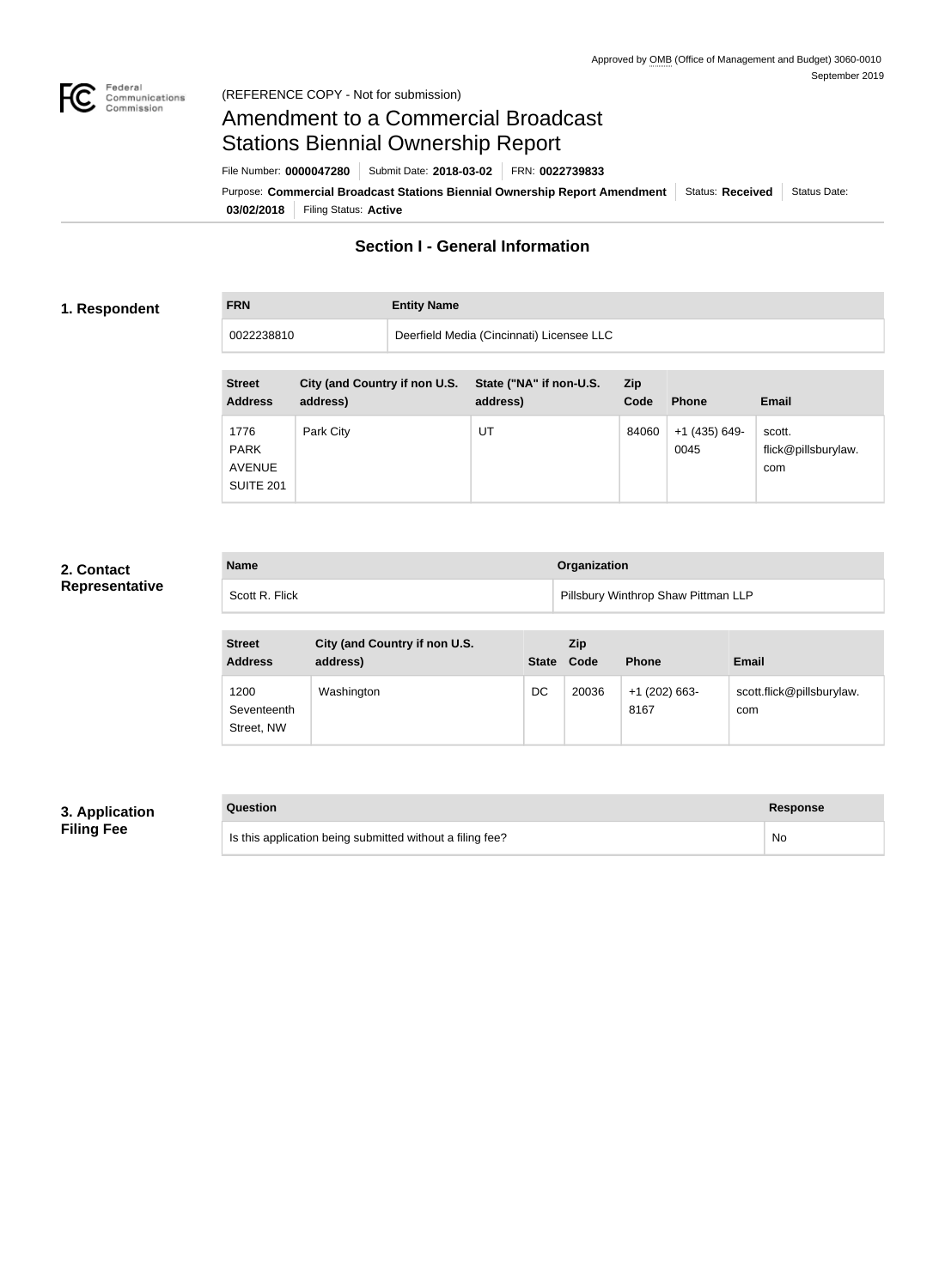Approved by OMB (Office of Management and Budget) 3060-0010
September 2019

(REFERENCE COPY - Not for submission)

# Amendment to a Commercial Broadcast Stations Biennial Ownership Report

File Number: **0000047280** | Submit Date: **2018-03-02** | FRN: **0022739833**

Purpose: **Commercial Broadcast Stations Biennial Ownership Report Amendment** | Status: **Received** | Status Date: **03/02/2018** | Filing Status: **Active**

## Section I - General Information

### 1. Respondent

| FRN | Entity Name |
| --- | --- |
| 0022238810 | Deerfield Media (Cincinnati) Licensee LLC |

| Street Address | City (and Country if non U.S. address) | State ("NA" if non-U.S. address) | Zip Code | Phone | Email |
| --- | --- | --- | --- | --- | --- |
| 1776 PARK AVENUE SUITE 201 | Park City | UT | 84060 | +1 (435) 649-0045 | scott.flick@pillsburylaw.com |

### 2. Contact Representative

| Name | Organization |
| --- | --- |
| Scott R. Flick | Pillsbury Winthrop Shaw Pittman LLP |

| Street Address | City (and Country if non U.S. address) | State | Zip Code | Phone | Email |
| --- | --- | --- | --- | --- | --- |
| 1200 Seventeenth Street, NW | Washington | DC | 20036 | +1 (202) 663-8167 | scott.flick@pillsburylaw.com |

### 3. Application Filing Fee

| Question | Response |
| --- | --- |
| Is this application being submitted without a filing fee? | No |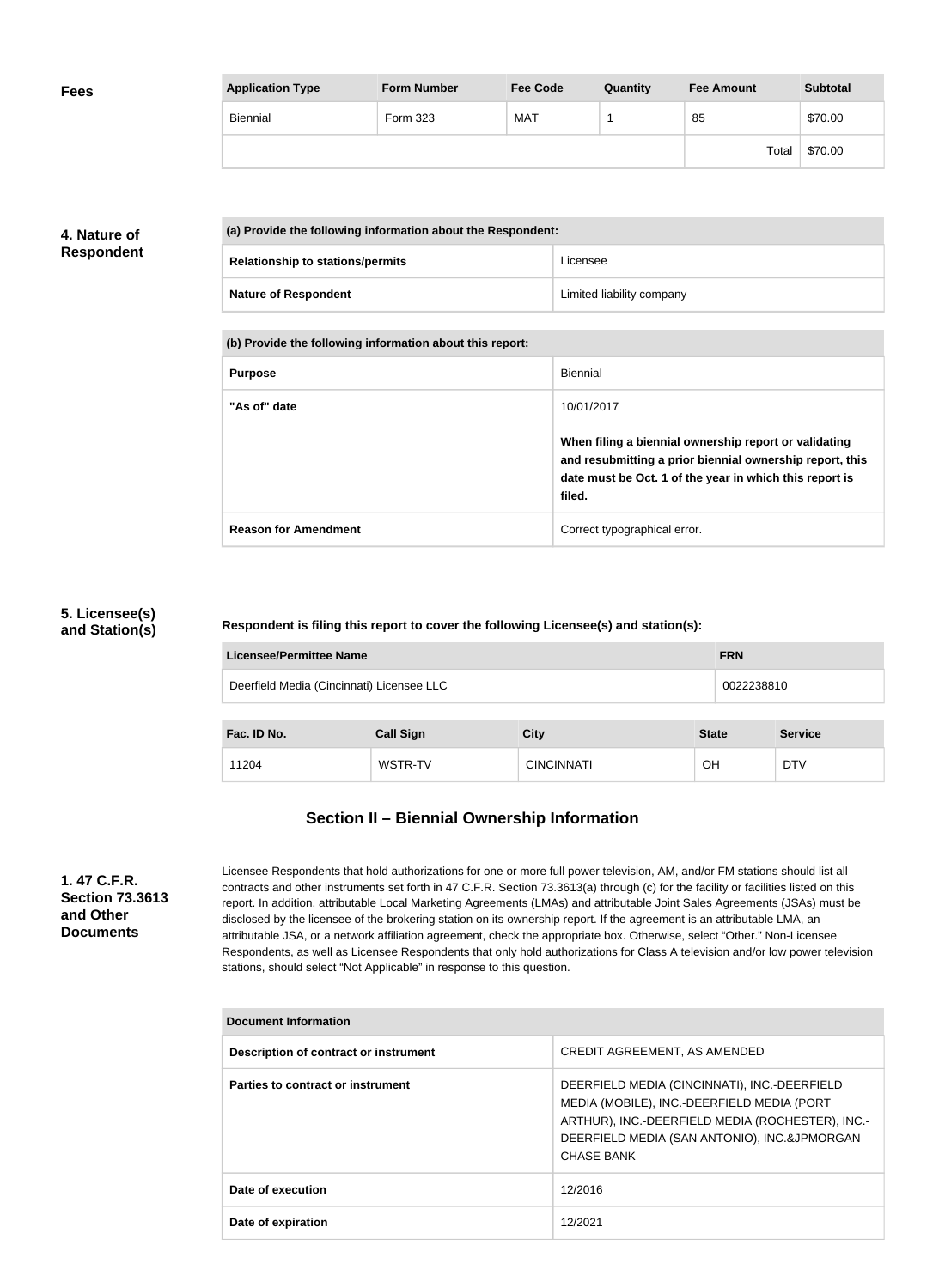## Fees

| Application Type | Form Number | Fee Code | Quantity | Fee Amount | Subtotal |
|---|---|---|---|---|---|
| Biennial | Form 323 | MAT | 1 | 85 | $70.00 |
| | | | | Total | $70.00 |

## 4. Nature of Respondent

| (a) Provide the following information about the Respondent: | |
|---|---|
| Relationship to stations/permits | Licensee |
| Nature of Respondent | Limited liability company |

| (b) Provide the following information about this report: | |
|---|---|
| Purpose | Biennial |
| "As of" date | 10/01/2017<br><br>**When filing a biennial ownership report or validating and resubmitting a prior biennial ownership report, this date must be Oct. 1 of the year in which this report is filed.** |
| Reason for Amendment | Correct typographical error. |

## 5. Licensee(s) and Station(s)

**Respondent is filing this report to cover the following Licensee(s) and station(s):**

| Licensee/Permittee Name | FRN |
|---|---|
| Deerfield Media (Cincinnati) Licensee LLC | 0022238810 |

| Fac. ID No. | Call Sign | City | State | Service |
|---|---|---|---|---|
| 11204 | WSTR-TV | CINCINNATI | OH | DTV |

## Section II – Biennial Ownership Information

### 1. 47 C.F.R. Section 73.3613 and Other Documents

Licensee Respondents that hold authorizations for one or more full power television, AM, and/or FM stations should list all contracts and other instruments set forth in 47 C.F.R. Section 73.3613(a) through (c) for the facility or facilities listed on this report. In addition, attributable Local Marketing Agreements (LMAs) and attributable Joint Sales Agreements (JSAs) must be disclosed by the licensee of the brokering station on its ownership report. If the agreement is an attributable LMA, an attributable JSA, or a network affiliation agreement, check the appropriate box. Otherwise, select "Other." Non-Licensee Respondents, as well as Licensee Respondents that only hold authorizations for Class A television and/or low power television stations, should select "Not Applicable" in response to this question.

| Document Information | |
|---|---|
| Description of contract or instrument | CREDIT AGREEMENT, AS AMENDED |
| Parties to contract or instrument | DEERFIELD MEDIA (CINCINNATI), INC.-DEERFIELD MEDIA (MOBILE), INC.-DEERFIELD MEDIA (PORT ARTHUR), INC.-DEERFIELD MEDIA (ROCHESTER), INC.-DEERFIELD MEDIA (SAN ANTONIO), INC.&JPMORGAN CHASE BANK |
| Date of execution | 12/2016 |
| Date of expiration | 12/2021 |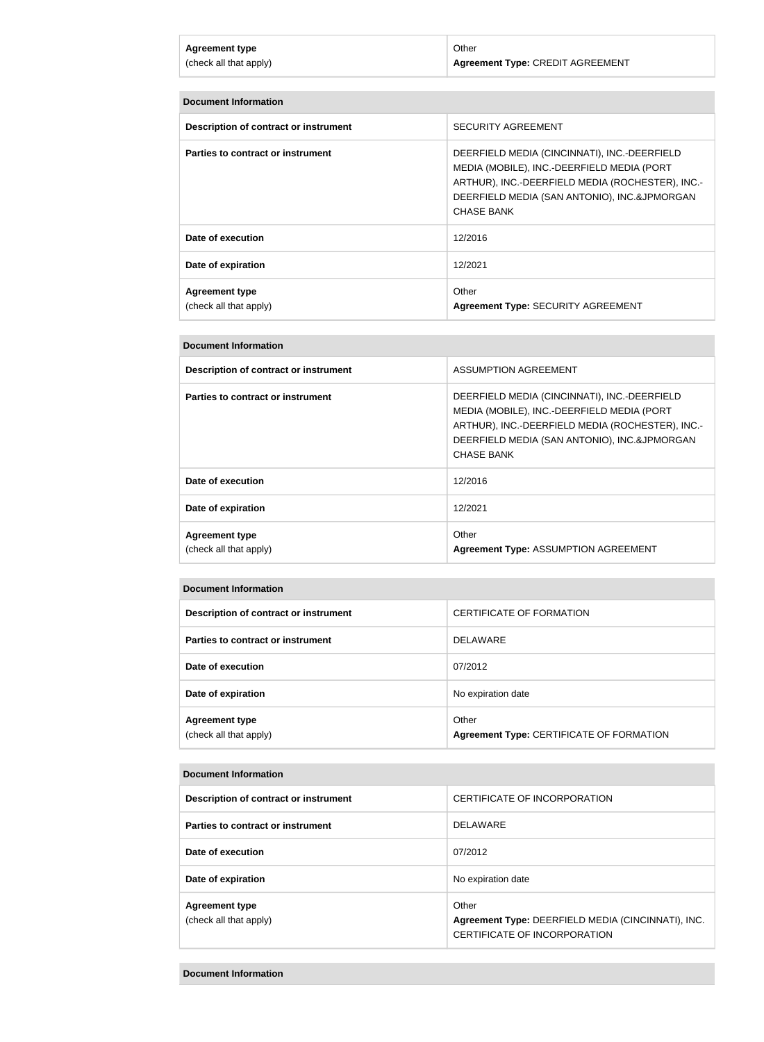| Agreement type (check all that apply) | Other **Agreement Type:** CREDIT AGREEMENT |
| --- | --- |

| **Document Information** | |
| --- | --- |
| **Description of contract or instrument** | SECURITY AGREEMENT |
| **Parties to contract or instrument** | DEERFIELD MEDIA (CINCINNATI), INC.-DEERFIELD MEDIA (MOBILE), INC.-DEERFIELD MEDIA (PORT ARTHUR), INC.-DEERFIELD MEDIA (ROCHESTER), INC.-DEERFIELD MEDIA (SAN ANTONIO), INC.&JPMORGAN CHASE BANK |
| **Date of execution** | 12/2016 |
| **Date of expiration** | 12/2021 |
| **Agreement type** (check all that apply) | Other **Agreement Type:** SECURITY AGREEMENT |

| **Document Information** | |
| --- | --- |
| **Description of contract or instrument** | ASSUMPTION AGREEMENT |
| **Parties to contract or instrument** | DEERFIELD MEDIA (CINCINNATI), INC.-DEERFIELD MEDIA (MOBILE), INC.-DEERFIELD MEDIA (PORT ARTHUR), INC.-DEERFIELD MEDIA (ROCHESTER), INC.-DEERFIELD MEDIA (SAN ANTONIO), INC.&JPMORGAN CHASE BANK |
| **Date of execution** | 12/2016 |
| **Date of expiration** | 12/2021 |
| **Agreement type** (check all that apply) | Other **Agreement Type:** ASSUMPTION AGREEMENT |

| **Document Information** | |
| --- | --- |
| **Description of contract or instrument** | CERTIFICATE OF FORMATION |
| **Parties to contract or instrument** | DELAWARE |
| **Date of execution** | 07/2012 |
| **Date of expiration** | No expiration date |
| **Agreement type** (check all that apply) | Other **Agreement Type:** CERTIFICATE OF FORMATION |

| **Document Information** | |
| --- | --- |
| **Description of contract or instrument** | CERTIFICATE OF INCORPORATION |
| **Parties to contract or instrument** | DELAWARE |
| **Date of execution** | 07/2012 |
| **Date of expiration** | No expiration date |
| **Agreement type** (check all that apply) | Other **Agreement Type:** DEERFIELD MEDIA (CINCINNATI), INC. CERTIFICATE OF INCORPORATION |

| **Document Information** |
| --- |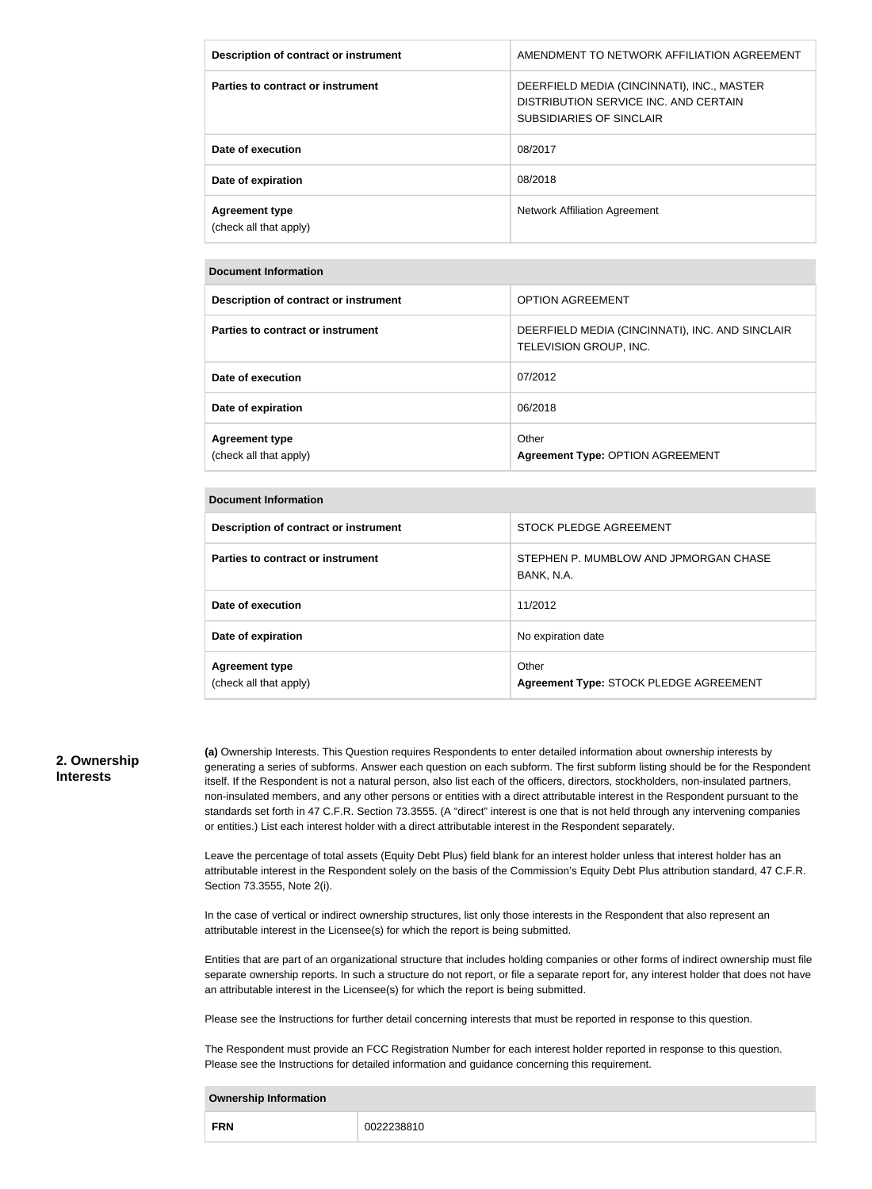| Description of contract or instrument | AMENDMENT TO NETWORK AFFILIATION AGREEMENT |
|---|---|
| Parties to contract or instrument | DEERFIELD MEDIA (CINCINNATI), INC., MASTER DISTRIBUTION SERVICE INC. AND CERTAIN SUBSIDIARIES OF SINCLAIR |
| Date of execution | 08/2017 |
| Date of expiration | 08/2018 |
| Agreement type (check all that apply) | Network Affiliation Agreement |

| Document Information | |
|---|---|
| Description of contract or instrument | OPTION AGREEMENT |
| Parties to contract or instrument | DEERFIELD MEDIA (CINCINNATI), INC. AND SINCLAIR TELEVISION GROUP, INC. |
| Date of execution | 07/2012 |
| Date of expiration | 06/2018 |
| Agreement type (check all that apply) | Other **Agreement Type:** OPTION AGREEMENT |

| Document Information | |
|---|---|
| Description of contract or instrument | STOCK PLEDGE AGREEMENT |
| Parties to contract or instrument | STEPHEN P. MUMBLOW AND JPMORGAN CHASE BANK, N.A. |
| Date of execution | 11/2012 |
| Date of expiration | No expiration date |
| Agreement type (check all that apply) | Other **Agreement Type:** STOCK PLEDGE AGREEMENT |

## 2. Ownership Interests

**(a)** Ownership Interests. This Question requires Respondents to enter detailed information about ownership interests by generating a series of subforms. Answer each question on each subform. The first subform listing should be for the Respondent itself. If the Respondent is not a natural person, also list each of the officers, directors, stockholders, non-insulated partners, non-insulated members, and any other persons or entities with a direct attributable interest in the Respondent pursuant to the standards set forth in 47 C.F.R. Section 73.3555. (A "direct" interest is one that is not held through any intervening companies or entities.) List each interest holder with a direct attributable interest in the Respondent separately.

Leave the percentage of total assets (Equity Debt Plus) field blank for an interest holder unless that interest holder has an attributable interest in the Respondent solely on the basis of the Commission's Equity Debt Plus attribution standard, 47 C.F.R. Section 73.3555, Note 2(i).

In the case of vertical or indirect ownership structures, list only those interests in the Respondent that also represent an attributable interest in the Licensee(s) for which the report is being submitted.

Entities that are part of an organizational structure that includes holding companies or other forms of indirect ownership must file separate ownership reports. In such a structure do not report, or file a separate report for, any interest holder that does not have an attributable interest in the Licensee(s) for which the report is being submitted.

Please see the Instructions for further detail concerning interests that must be reported in response to this question.

The Respondent must provide an FCC Registration Number for each interest holder reported in response to this question. Please see the Instructions for detailed information and guidance concerning this requirement.

| Ownership Information | |
|---|---|
| FRN | 0022238810 |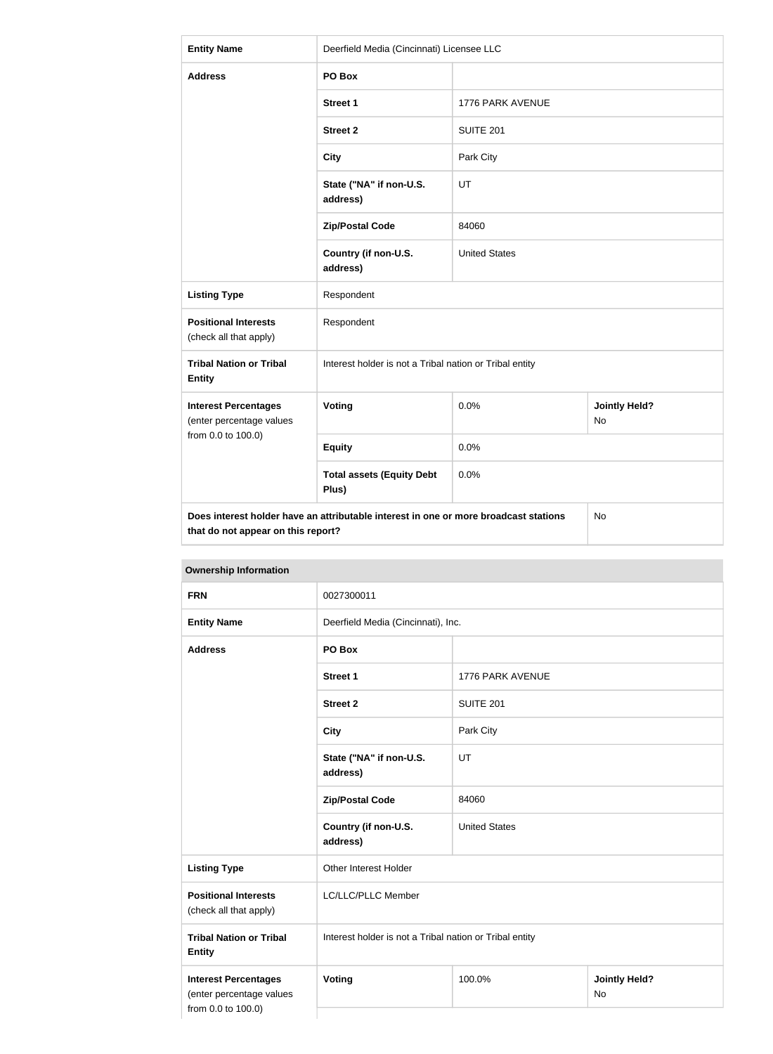| Entity Name | Deerfield Media (Cincinnati) Licensee LLC | | |
|---|---|---|---|
| Address | PO Box | | |
| | Street 1 | 1776 PARK AVENUE | |
| | Street 2 | SUITE 201 | |
| | City | Park City | |
| | State ("NA" if non-U.S. address) | UT | |
| | Zip/Postal Code | 84060 | |
| | Country (if non-U.S. address) | United States | |
| Listing Type | Respondent | | |
| Positional Interests (check all that apply) | Respondent | | |
| Tribal Nation or Tribal Entity | Interest holder is not a Tribal nation or Tribal entity | | |
| Interest Percentages (enter percentage values from 0.0 to 100.0) | Voting | 0.0% | Jointly Held? No |
| | Equity | 0.0% | |
| | Total assets (Equity Debt Plus) | 0.0% | |
| Does interest holder have an attributable interest in one or more broadcast stations that do not appear on this report? | | | No |

**Ownership Information**

| FRN | 0027300011 | | |
|---|---|---|---|
| Entity Name | Deerfield Media (Cincinnati), Inc. | | |
| Address | PO Box | | |
| | Street 1 | 1776 PARK AVENUE | |
| | Street 2 | SUITE 201 | |
| | City | Park City | |
| | State ("NA" if non-U.S. address) | UT | |
| | Zip/Postal Code | 84060 | |
| | Country (if non-U.S. address) | United States | |
| Listing Type | Other Interest Holder | | |
| Positional Interests (check all that apply) | LC/LLC/PLLC Member | | |
| Tribal Nation or Tribal Entity | Interest holder is not a Tribal nation or Tribal entity | | |
| Interest Percentages (enter percentage values from 0.0 to 100.0) | Voting | 100.0% | Jointly Held? No |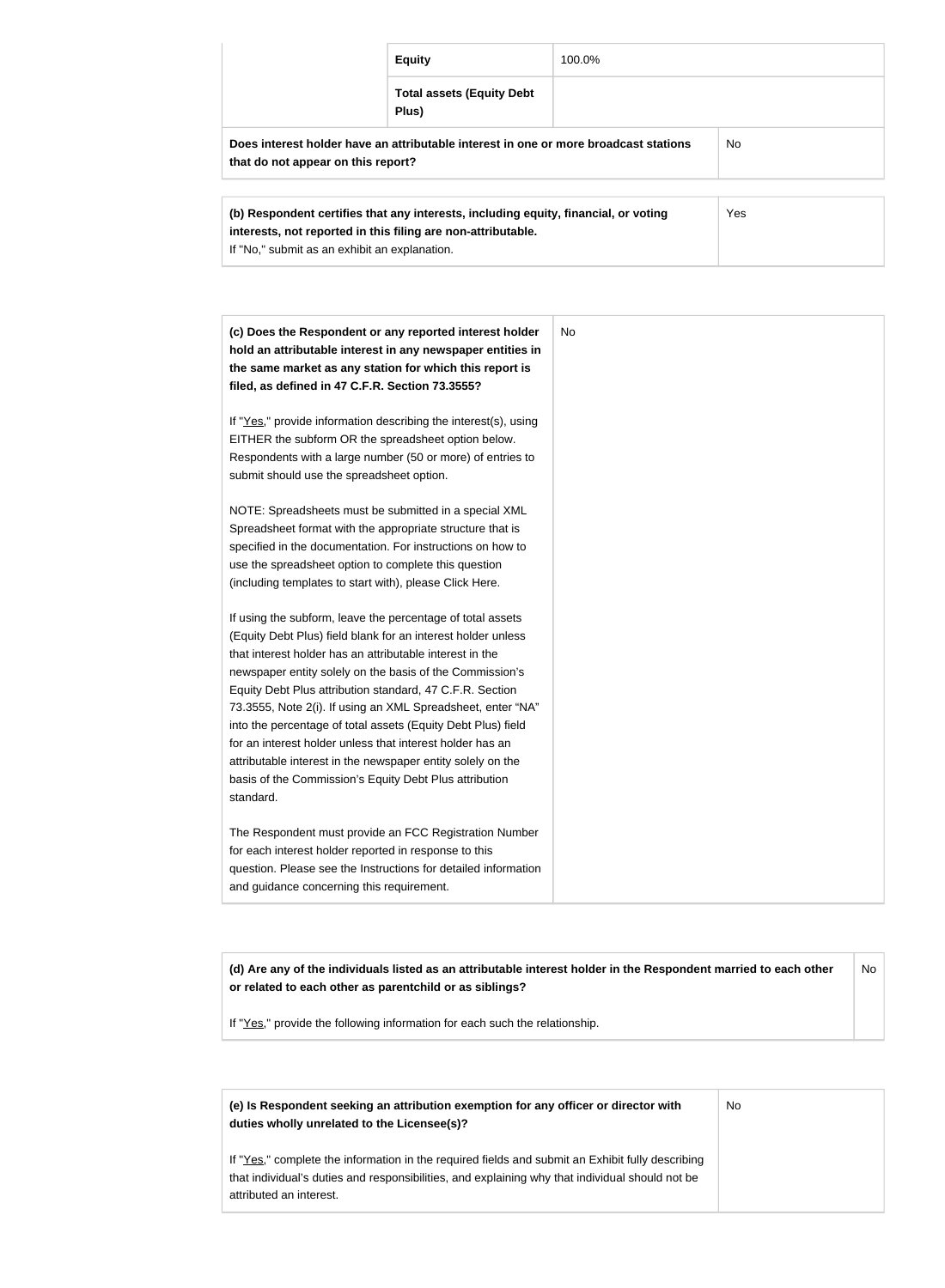| | | |
|---|---|---|
| | **Equity** | 100.0% |
| | **Total assets (Equity Debt Plus)** | |
| **Does interest holder have an attributable interest in one or more broadcast stations that do not appear on this report?** | | No |

| | |
|---|---|
| **(b) Respondent certifies that any interests, including equity, financial, or voting interests, not reported in this filing are non-attributable.**<br>If "No," submit as an exhibit an explanation. | Yes |

| | |
|---|---|
| **(c) Does the Respondent or any reported interest holder hold an attributable interest in any newspaper entities in the same market as any station for which this report is filed, as defined in 47 C.F.R. Section 73.3555?**<br><br>If "Yes," provide information describing the interest(s), using EITHER the subform OR the spreadsheet option below. Respondents with a large number (50 or more) of entries to submit should use the spreadsheet option.<br><br>NOTE: Spreadsheets must be submitted in a special XML Spreadsheet format with the appropriate structure that is specified in the documentation. For instructions on how to use the spreadsheet option to complete this question (including templates to start with), please Click Here.<br><br>If using the subform, leave the percentage of total assets (Equity Debt Plus) field blank for an interest holder unless that interest holder has an attributable interest in the newspaper entity solely on the basis of the Commission's Equity Debt Plus attribution standard, 47 C.F.R. Section 73.3555, Note 2(i). If using an XML Spreadsheet, enter "NA" into the percentage of total assets (Equity Debt Plus) field for an interest holder unless that interest holder has an attributable interest in the newspaper entity solely on the basis of the Commission's Equity Debt Plus attribution standard.<br><br>The Respondent must provide an FCC Registration Number for each interest holder reported in response to this question. Please see the Instructions for detailed information and guidance concerning this requirement. | No |

| | |
|---|---|
| **(d) Are any of the individuals listed as an attributable interest holder in the Respondent married to each other or related to each other as parentchild or as siblings?**<br><br>If "Yes," provide the following information for each such the relationship. | No |

| | |
|---|---|
| **(e) Is Respondent seeking an attribution exemption for any officer or director with duties wholly unrelated to the Licensee(s)?**<br><br>If "Yes," complete the information in the required fields and submit an Exhibit fully describing that individual's duties and responsibilities, and explaining why that individual should not be attributed an interest. | No |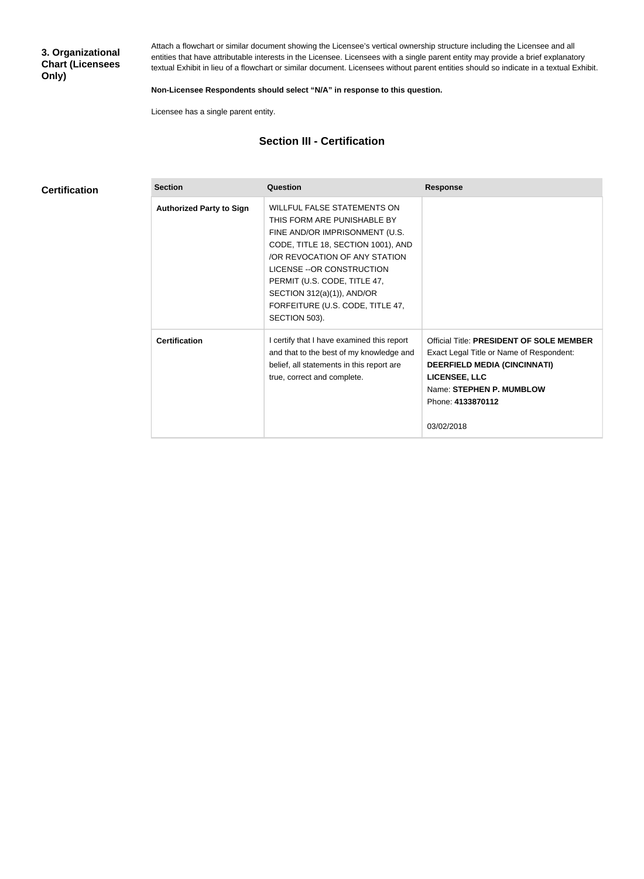### 3. Organizational Chart (Licensees Only)

Attach a flowchart or similar document showing the Licensee's vertical ownership structure including the Licensee and all entities that have attributable interests in the Licensee. Licensees with a single parent entity may provide a brief explanatory textual Exhibit in lieu of a flowchart or similar document. Licensees without parent entities should so indicate in a textual Exhibit.

**Non-Licensee Respondents should select "N/A" in response to this question.**

Licensee has a single parent entity.

## Section III - Certification

### Certification

| Section | Question | Response |
| --- | --- | --- |
| **Authorized Party to Sign** | WILLFUL FALSE STATEMENTS ON THIS FORM ARE PUNISHABLE BY FINE AND/OR IMPRISONMENT (U.S. CODE, TITLE 18, SECTION 1001), AND /OR REVOCATION OF ANY STATION LICENSE --OR CONSTRUCTION PERMIT (U.S. CODE, TITLE 47, SECTION 312(a)(1)), AND/OR FORFEITURE (U.S. CODE, TITLE 47, SECTION 503). | |
| **Certification** | I certify that I have examined this report and that to the best of my knowledge and belief, all statements in this report are true, correct and complete. | Official Title: **PRESIDENT OF SOLE MEMBER**<br>Exact Legal Title or Name of Respondent: **DEERFIELD MEDIA (CINCINNATI) LICENSEE, LLC**<br>Name: **STEPHEN P. MUMBLOW**<br>Phone: **4133870112**<br><br>03/02/2018 |